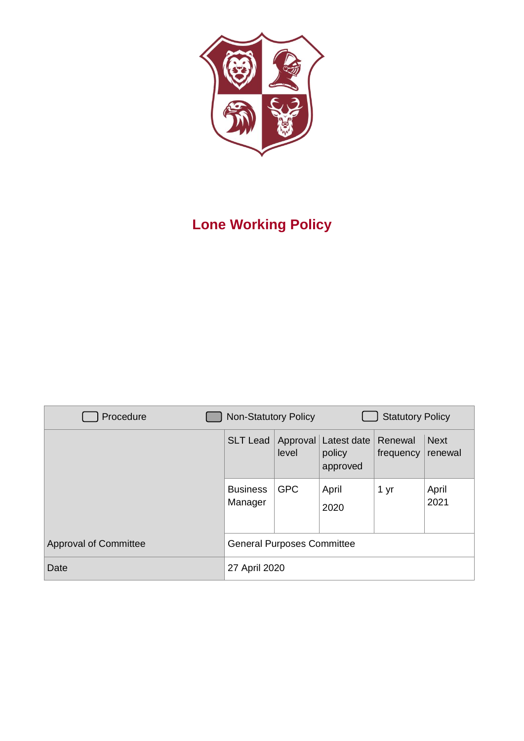# Lone Working Policy

| Procedure | Non-Statutory Policy | | Statutory Policy | | |
|---|---|---|---|---|---|
| | SLT Lead | Approval level | Latest date policy approved | Renewal frequency | Next renewal |
| | Business Manager | GPC | April 2020 | 1 yr | April 2021 |
| Approval of Committee | General Purposes Committee | | | | |
| Date | 27 April 2020 | | | | |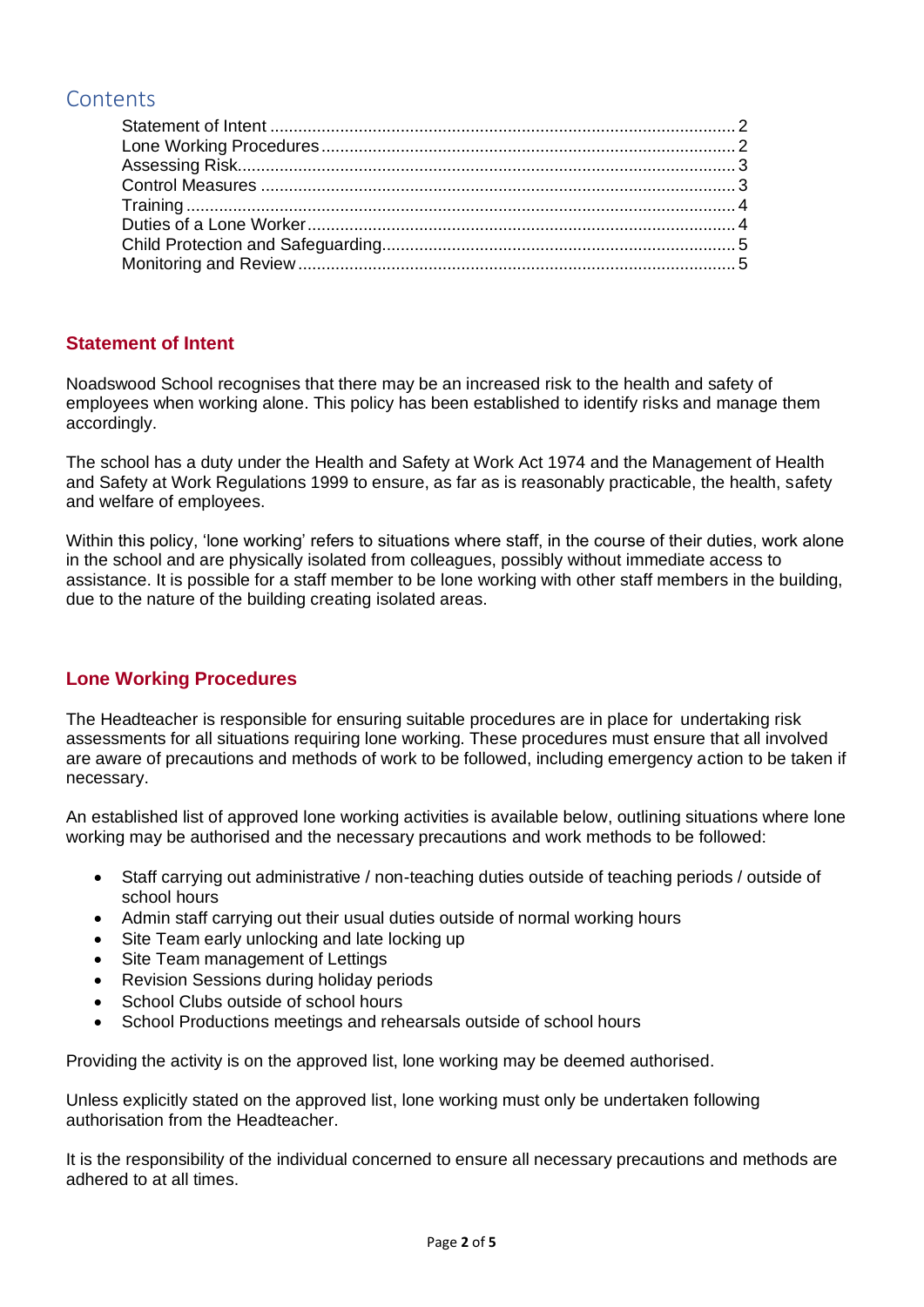## Contents

- Statement of Intent .......... 2
- Lone Working Procedures .......... 2
- Assessing Risk .......... 3
- Control Measures .......... 3
- Training .......... 4
- Duties of a Lone Worker .......... 4
- Child Protection and Safeguarding .......... 5
- Monitoring and Review .......... 5

### Statement of Intent

Noadswood School recognises that there may be an increased risk to the health and safety of employees when working alone. This policy has been established to identify risks and manage them accordingly.

The school has a duty under the Health and Safety at Work Act 1974 and the Management of Health and Safety at Work Regulations 1999 to ensure, as far as is reasonably practicable, the health, safety and welfare of employees.

Within this policy, 'lone working' refers to situations where staff, in the course of their duties, work alone in the school and are physically isolated from colleagues, possibly without immediate access to assistance. It is possible for a staff member to be lone working with other staff members in the building, due to the nature of the building creating isolated areas.

### Lone Working Procedures

The Headteacher is responsible for ensuring suitable procedures are in place for undertaking risk assessments for all situations requiring lone working. These procedures must ensure that all involved are aware of precautions and methods of work to be followed, including emergency action to be taken if necessary.

An established list of approved lone working activities is available below, outlining situations where lone working may be authorised and the necessary precautions and work methods to be followed:

- Staff carrying out administrative / non-teaching duties outside of teaching periods / outside of school hours
- Admin staff carrying out their usual duties outside of normal working hours
- Site Team early unlocking and late locking up
- Site Team management of Lettings
- Revision Sessions during holiday periods
- School Clubs outside of school hours
- School Productions meetings and rehearsals outside of school hours

Providing the activity is on the approved list, lone working may be deemed authorised.

Unless explicitly stated on the approved list, lone working must only be undertaken following authorisation from the Headteacher.

It is the responsibility of the individual concerned to ensure all necessary precautions and methods are adhered to at all times.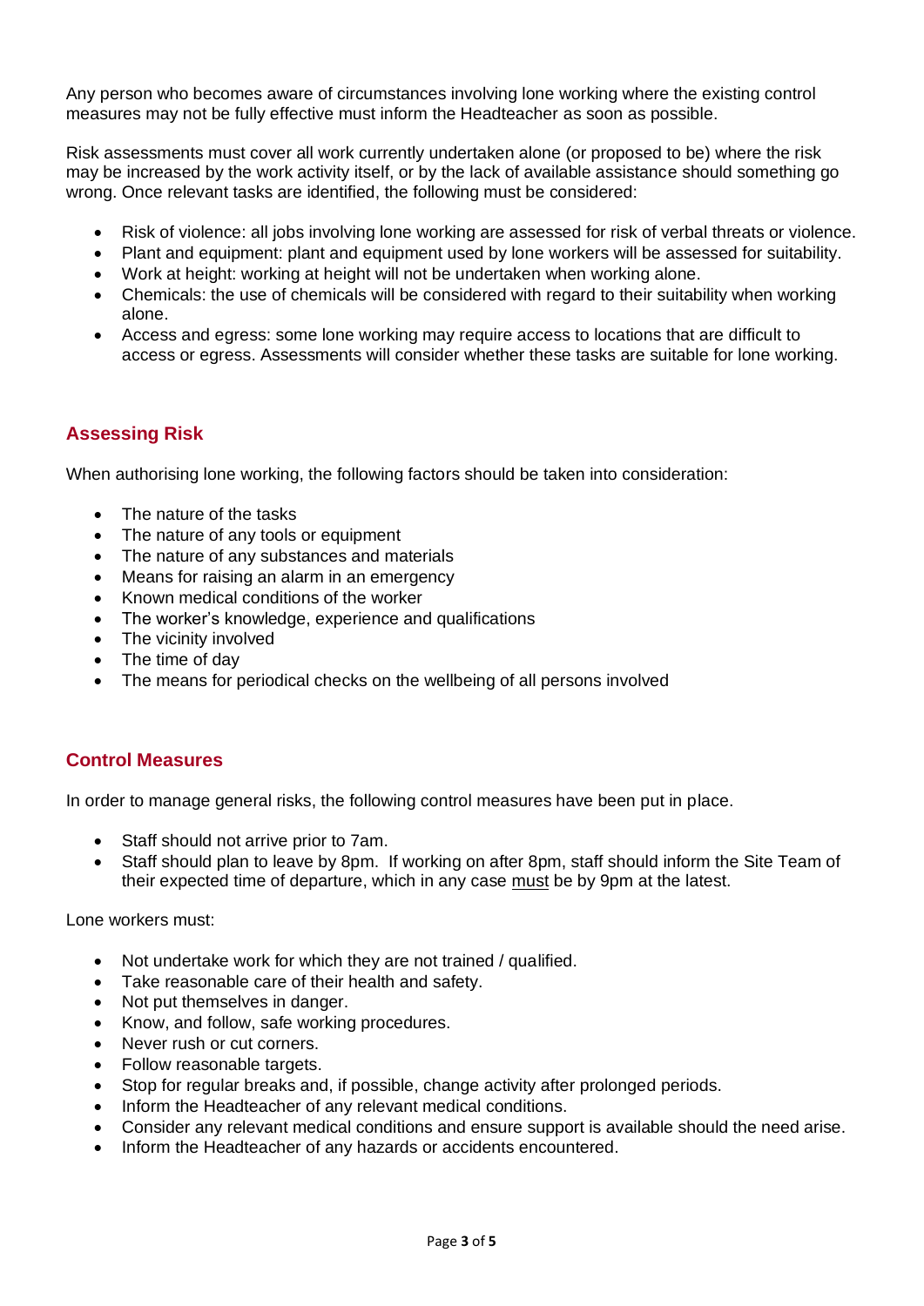Any person who becomes aware of circumstances involving lone working where the existing control measures may not be fully effective must inform the Headteacher as soon as possible.

Risk assessments must cover all work currently undertaken alone (or proposed to be) where the risk may be increased by the work activity itself, or by the lack of available assistance should something go wrong. Once relevant tasks are identified, the following must be considered:

- Risk of violence: all jobs involving lone working are assessed for risk of verbal threats or violence.
- Plant and equipment: plant and equipment used by lone workers will be assessed for suitability.
- Work at height: working at height will not be undertaken when working alone.
- Chemicals: the use of chemicals will be considered with regard to their suitability when working alone.
- Access and egress: some lone working may require access to locations that are difficult to access or egress. Assessments will consider whether these tasks are suitable for lone working.

## Assessing Risk

When authorising lone working, the following factors should be taken into consideration:

- The nature of the tasks
- The nature of any tools or equipment
- The nature of any substances and materials
- Means for raising an alarm in an emergency
- Known medical conditions of the worker
- The worker's knowledge, experience and qualifications
- The vicinity involved
- The time of day
- The means for periodical checks on the wellbeing of all persons involved

## Control Measures

In order to manage general risks, the following control measures have been put in place.

- Staff should not arrive prior to 7am.
- Staff should plan to leave by 8pm. If working on after 8pm, staff should inform the Site Team of their expected time of departure, which in any case <u>must</u> be by 9pm at the latest.

Lone workers must:

- Not undertake work for which they are not trained / qualified.
- Take reasonable care of their health and safety.
- Not put themselves in danger.
- Know, and follow, safe working procedures.
- Never rush or cut corners.
- Follow reasonable targets.
- Stop for regular breaks and, if possible, change activity after prolonged periods.
- Inform the Headteacher of any relevant medical conditions.
- Consider any relevant medical conditions and ensure support is available should the need arise.
- Inform the Headteacher of any hazards or accidents encountered.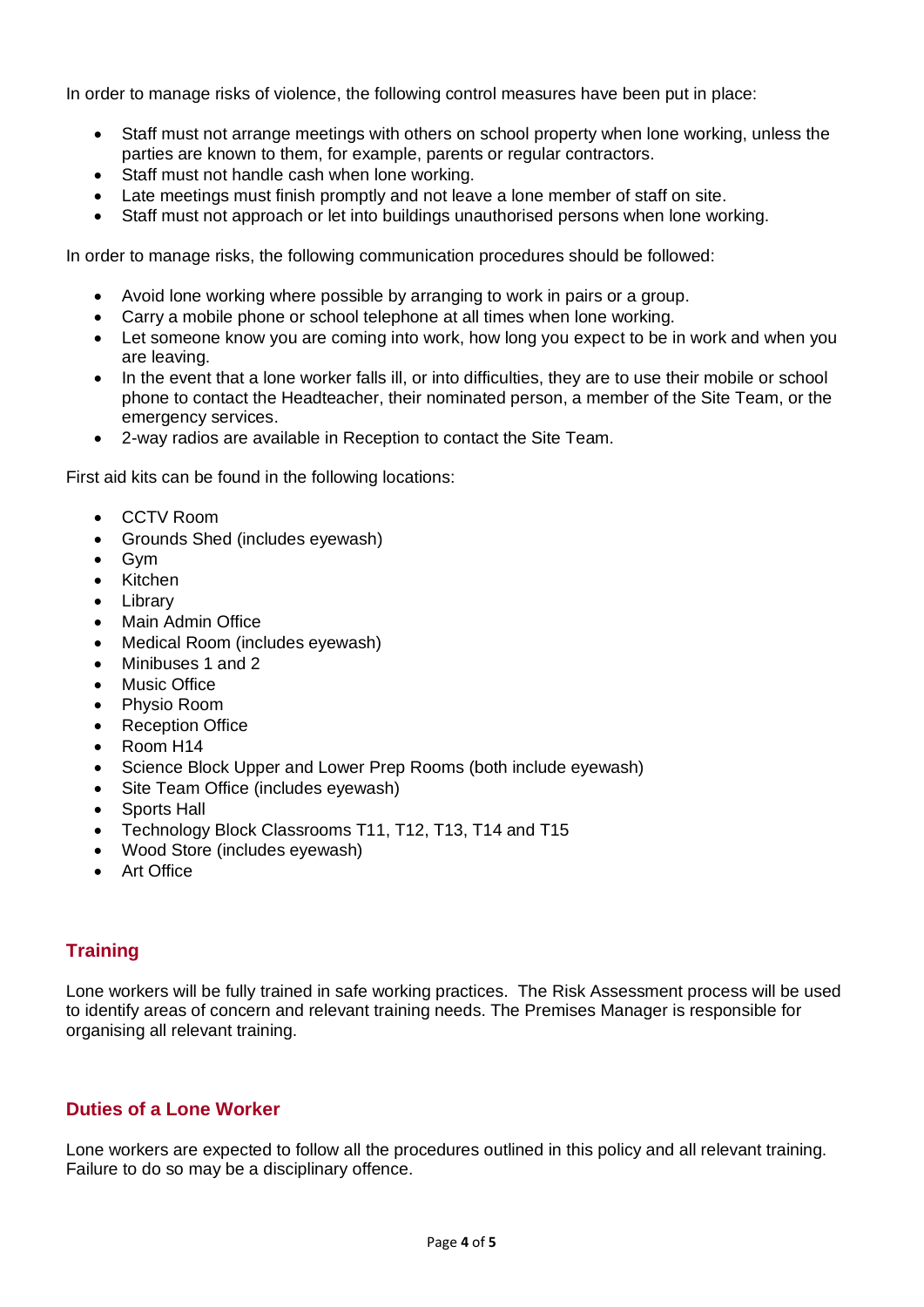In order to manage risks of violence, the following control measures have been put in place:

- Staff must not arrange meetings with others on school property when lone working, unless the parties are known to them, for example, parents or regular contractors.
- Staff must not handle cash when lone working.
- Late meetings must finish promptly and not leave a lone member of staff on site.
- Staff must not approach or let into buildings unauthorised persons when lone working.

In order to manage risks, the following communication procedures should be followed:

- Avoid lone working where possible by arranging to work in pairs or a group.
- Carry a mobile phone or school telephone at all times when lone working.
- Let someone know you are coming into work, how long you expect to be in work and when you are leaving.
- In the event that a lone worker falls ill, or into difficulties, they are to use their mobile or school phone to contact the Headteacher, their nominated person, a member of the Site Team, or the emergency services.
- 2-way radios are available in Reception to contact the Site Team.

First aid kits can be found in the following locations:

- CCTV Room
- Grounds Shed (includes eyewash)
- Gym
- Kitchen
- Library
- Main Admin Office
- Medical Room (includes eyewash)
- Minibuses 1 and 2
- Music Office
- Physio Room
- Reception Office
- Room H14
- Science Block Upper and Lower Prep Rooms (both include eyewash)
- Site Team Office (includes eyewash)
- Sports Hall
- Technology Block Classrooms T11, T12, T13, T14 and T15
- Wood Store (includes eyewash)
- Art Office

## Training

Lone workers will be fully trained in safe working practices. The Risk Assessment process will be used to identify areas of concern and relevant training needs. The Premises Manager is responsible for organising all relevant training.

## Duties of a Lone Worker

Lone workers are expected to follow all the procedures outlined in this policy and all relevant training. Failure to do so may be a disciplinary offence.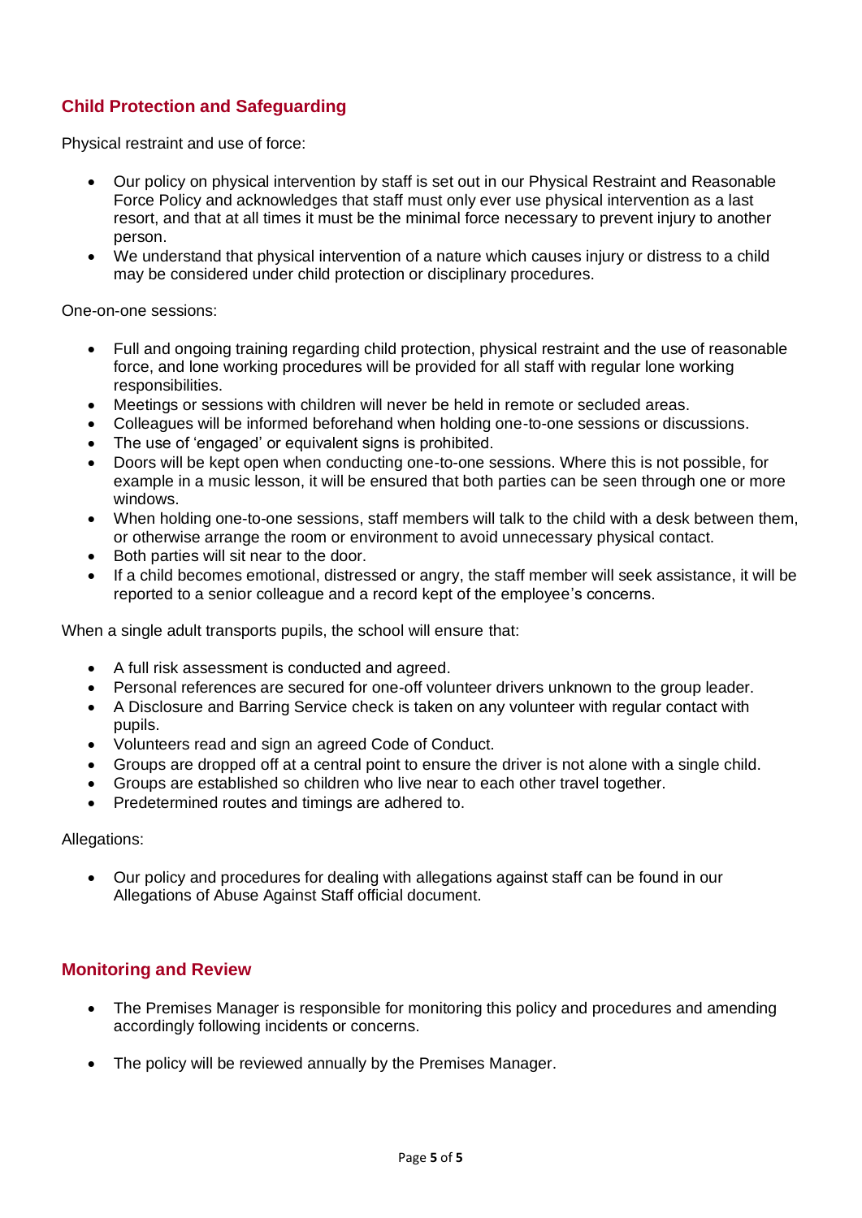## Child Protection and Safeguarding

Physical restraint and use of force:

- Our policy on physical intervention by staff is set out in our Physical Restraint and Reasonable Force Policy and acknowledges that staff must only ever use physical intervention as a last resort, and that at all times it must be the minimal force necessary to prevent injury to another person.
- We understand that physical intervention of a nature which causes injury or distress to a child may be considered under child protection or disciplinary procedures.

One-on-one sessions:

- Full and ongoing training regarding child protection, physical restraint and the use of reasonable force, and lone working procedures will be provided for all staff with regular lone working responsibilities.
- Meetings or sessions with children will never be held in remote or secluded areas.
- Colleagues will be informed beforehand when holding one-to-one sessions or discussions.
- The use of 'engaged' or equivalent signs is prohibited.
- Doors will be kept open when conducting one-to-one sessions. Where this is not possible, for example in a music lesson, it will be ensured that both parties can be seen through one or more windows.
- When holding one-to-one sessions, staff members will talk to the child with a desk between them, or otherwise arrange the room or environment to avoid unnecessary physical contact.
- Both parties will sit near to the door.
- If a child becomes emotional, distressed or angry, the staff member will seek assistance, it will be reported to a senior colleague and a record kept of the employee's concerns.

When a single adult transports pupils, the school will ensure that:

- A full risk assessment is conducted and agreed.
- Personal references are secured for one-off volunteer drivers unknown to the group leader.
- A Disclosure and Barring Service check is taken on any volunteer with regular contact with pupils.
- Volunteers read and sign an agreed Code of Conduct.
- Groups are dropped off at a central point to ensure the driver is not alone with a single child.
- Groups are established so children who live near to each other travel together.
- Predetermined routes and timings are adhered to.

Allegations:

- Our policy and procedures for dealing with allegations against staff can be found in our Allegations of Abuse Against Staff official document.

## Monitoring and Review

- The Premises Manager is responsible for monitoring this policy and procedures and amending accordingly following incidents or concerns.
- The policy will be reviewed annually by the Premises Manager.